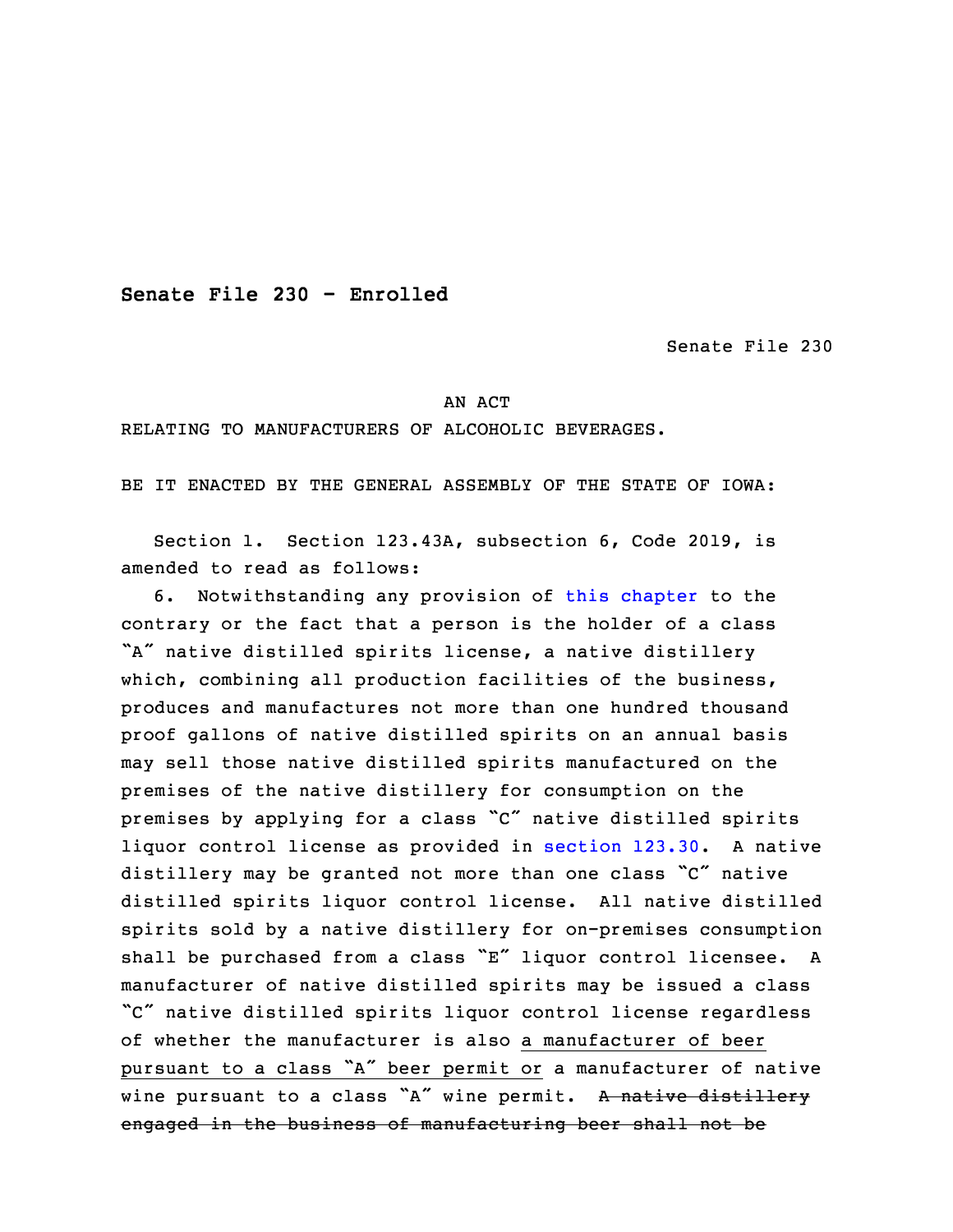**Senate File 230 - Enrolled**

Senate File 230

AN ACT

RELATING TO MANUFACTURERS OF ALCOHOLIC BEVERAGES.

BE IT ENACTED BY THE GENERAL ASSEMBLY OF THE STATE OF IOWA:

Section 1. Section 123.43A, subsection 6, Code 2019, is amended to read as follows:

6. Notwithstanding any provision of this chapter to the contrary or the fact that a person is the holder of a class "A" native distilled spirits license, a native distillery which, combining all production facilities of the business, produces and manufactures not more than one hundred thousand proof gallons of native distilled spirits on an annual basis may sell those native distilled spirits manufactured on the premises of the native distillery for consumption on the premises by applying for a class "C" native distilled spirits liquor control license as provided in section 123.30. A native distillery may be granted not more than one class "C" native distilled spirits liquor control license. All native distilled spirits sold by a native distillery for on-premises consumption shall be purchased from a class "E" liquor control licensee. A manufacturer of native distilled spirits may be issued a class "C" native distilled spirits liquor control license regardless of whether the manufacturer is also <u>a manufacturer of beer pursuant to a class "A" beer permit or</u> a manufacturer of native wine pursuant to a class "A" wine permit. ~~A native distillery engaged in the business of manufacturing beer shall not be~~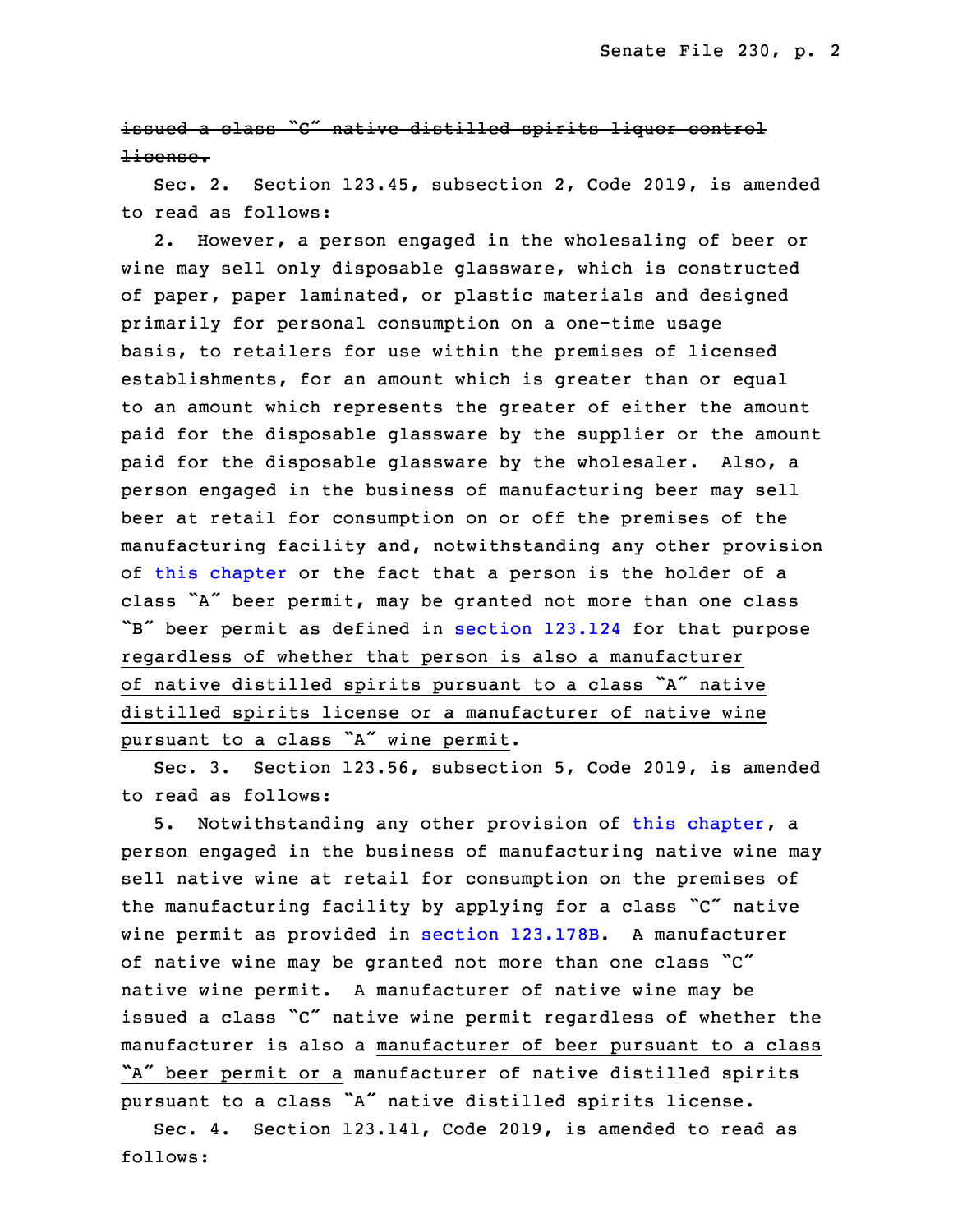~~issued a class "C" native distilled spirits liquor control license.~~

Sec. 2. Section 123.45, subsection 2, Code 2019, is amended to read as follows:

2. However, a person engaged in the wholesaling of beer or wine may sell only disposable glassware, which is constructed of paper, paper laminated, or plastic materials and designed primarily for personal consumption on a one-time usage basis, to retailers for use within the premises of licensed establishments, for an amount which is greater than or equal to an amount which represents the greater of either the amount paid for the disposable glassware by the supplier or the amount paid for the disposable glassware by the wholesaler. Also, a person engaged in the business of manufacturing beer may sell beer at retail for consumption on or off the premises of the manufacturing facility and, notwithstanding any other provision of this chapter or the fact that a person is the holder of a class "A" beer permit, may be granted not more than one class "B" beer permit as defined in section 123.124 for that purpose <u>regardless of whether that person is also a manufacturer of native distilled spirits pursuant to a class "A" native distilled spirits license or a manufacturer of native wine pursuant to a class "A" wine permit</u>.

Sec. 3. Section 123.56, subsection 5, Code 2019, is amended to read as follows:

5. Notwithstanding any other provision of this chapter, a person engaged in the business of manufacturing native wine may sell native wine at retail for consumption on the premises of the manufacturing facility by applying for a class "C" native wine permit as provided in section 123.178B. A manufacturer of native wine may be granted not more than one class "C" native wine permit. A manufacturer of native wine may be issued a class "C" native wine permit regardless of whether the manufacturer is also a <u>manufacturer of beer pursuant to a class "A" beer permit or a</u> manufacturer of native distilled spirits pursuant to a class "A" native distilled spirits license.

Sec. 4. Section 123.141, Code 2019, is amended to read as follows: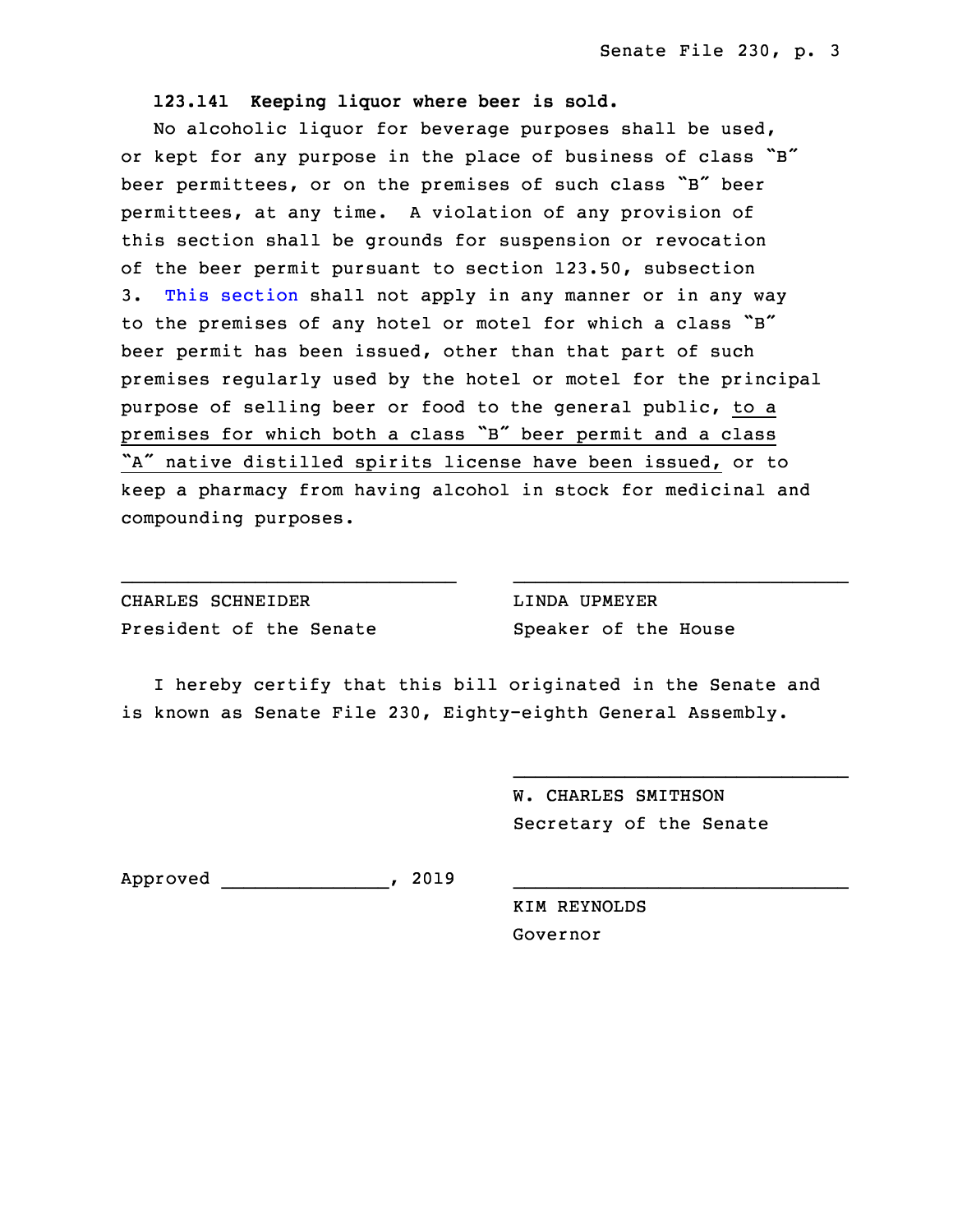**123.141 Keeping liquor where beer is sold.**

No alcoholic liquor for beverage purposes shall be used, or kept for any purpose in the place of business of class "B" beer permittees, or on the premises of such class "B" beer permittees, at any time. A violation of any provision of this section shall be grounds for suspension or revocation of the beer permit pursuant to section 123.50, subsection 3. This section shall not apply in any manner or in any way to the premises of any hotel or motel for which a class "B" beer permit has been issued, other than that part of such premises regularly used by the hotel or motel for the principal purpose of selling beer or food to the general public, <u>to a premises for which both a class "B" beer permit and a class "A" native distilled spirits license have been issued,</u> or to keep a pharmacy from having alcohol in stock for medicinal and compounding purposes.

______________________________
CHARLES SCHNEIDER
President of the Senate

______________________________
LINDA UPMEYER
Speaker of the House

I hereby certify that this bill originated in the Senate and is known as Senate File 230, Eighty-eighth General Assembly.

______________________________
W. CHARLES SMITHSON
Secretary of the Senate

Approved _______________, 2019

______________________________
KIM REYNOLDS
Governor